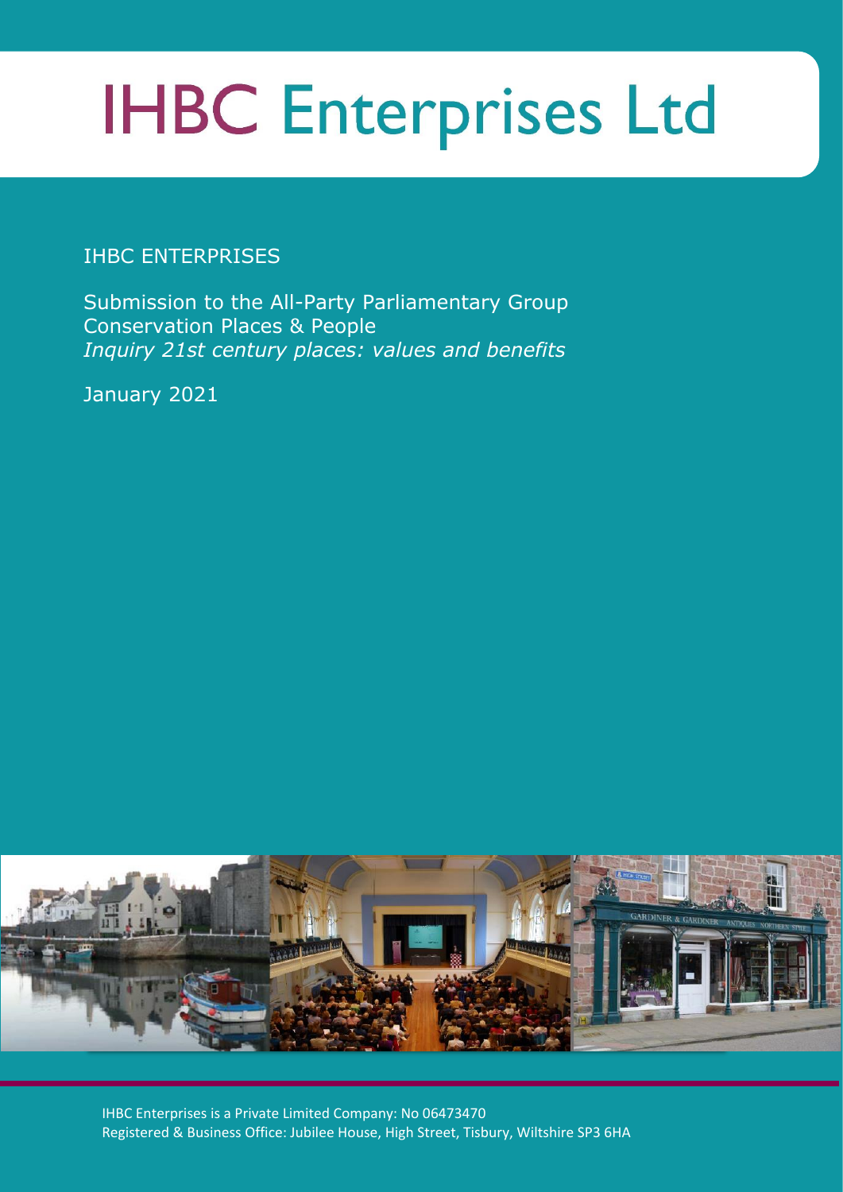# IHBC Enterprises Ltd

IHBC ENTERPRISES

Submission to the All-Party Parliamentary Group
Conservation Places & People
*Inquiry 21st century places: values and benefits*

January 2021

IHBC Enterprises is a Private Limited Company: No 06473470
Registered & Business Office: Jubilee House, High Street, Tisbury, Wiltshire SP3 6HA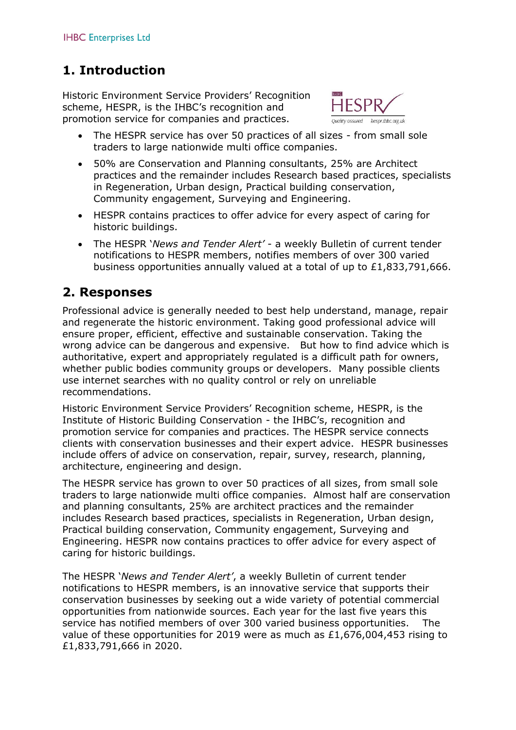## 1. Introduction

Historic Environment Service Providers' Recognition scheme, HESPR, is the IHBC's recognition and promotion service for companies and practices.

- The HESPR service has over 50 practices of all sizes - from small sole traders to large nationwide multi office companies.
- 50% are Conservation and Planning consultants, 25% are Architect practices and the remainder includes Research based practices, specialists in Regeneration, Urban design, Practical building conservation, Community engagement, Surveying and Engineering.
- HESPR contains practices to offer advice for every aspect of caring for historic buildings.
- The HESPR '*News and Tender Alert'* - a weekly Bulletin of current tender notifications to HESPR members, notifies members of over 300 varied business opportunities annually valued at a total of up to £1,833,791,666.

## 2. Responses

Professional advice is generally needed to best help understand, manage, repair and regenerate the historic environment. Taking good professional advice will ensure proper, efficient, effective and sustainable conservation. Taking the wrong advice can be dangerous and expensive. But how to find advice which is authoritative, expert and appropriately regulated is a difficult path for owners, whether public bodies community groups or developers. Many possible clients use internet searches with no quality control or rely on unreliable recommendations.

Historic Environment Service Providers' Recognition scheme, HESPR, is the Institute of Historic Building Conservation - the IHBC's, recognition and promotion service for companies and practices. The HESPR service connects clients with conservation businesses and their expert advice. HESPR businesses include offers of advice on conservation, repair, survey, research, planning, architecture, engineering and design.

The HESPR service has grown to over 50 practices of all sizes, from small sole traders to large nationwide multi office companies. Almost half are conservation and planning consultants, 25% are architect practices and the remainder includes Research based practices, specialists in Regeneration, Urban design, Practical building conservation, Community engagement, Surveying and Engineering. HESPR now contains practices to offer advice for every aspect of caring for historic buildings.

The HESPR '*News and Tender Alert'*, a weekly Bulletin of current tender notifications to HESPR members, is an innovative service that supports their conservation businesses by seeking out a wide variety of potential commercial opportunities from nationwide sources. Each year for the last five years this service has notified members of over 300 varied business opportunities. The value of these opportunities for 2019 were as much as £1,676,004,453 rising to £1,833,791,666 in 2020.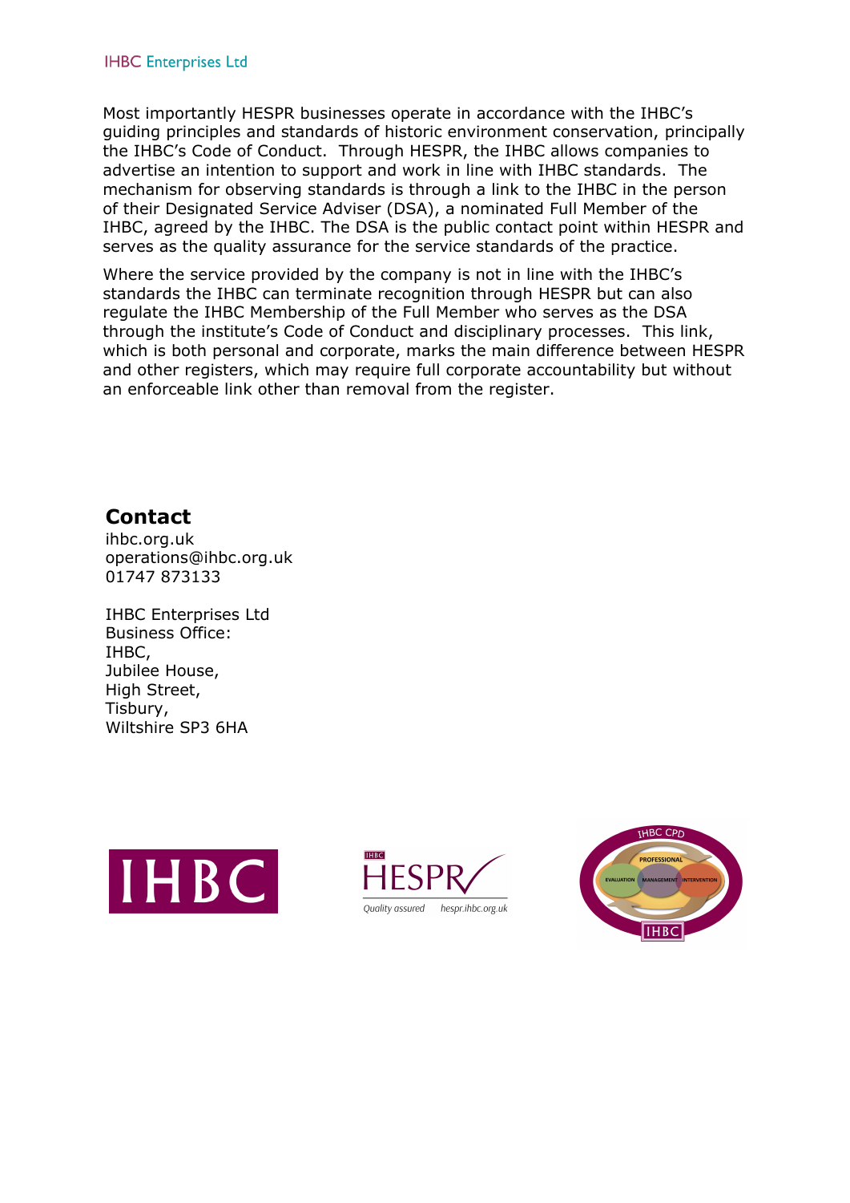Most importantly HESPR businesses operate in accordance with the IHBC's guiding principles and standards of historic environment conservation, principally the IHBC's Code of Conduct. Through HESPR, the IHBC allows companies to advertise an intention to support and work in line with IHBC standards. The mechanism for observing standards is through a link to the IHBC in the person of their Designated Service Adviser (DSA), a nominated Full Member of the IHBC, agreed by the IHBC. The DSA is the public contact point within HESPR and serves as the quality assurance for the service standards of the practice.

Where the service provided by the company is not in line with the IHBC's standards the IHBC can terminate recognition through HESPR but can also regulate the IHBC Membership of the Full Member who serves as the DSA through the institute's Code of Conduct and disciplinary processes. This link, which is both personal and corporate, marks the main difference between HESPR and other registers, which may require full corporate accountability but without an enforceable link other than removal from the register.

## Contact

ihbc.org.uk
operations@ihbc.org.uk
01747 873133

IHBC Enterprises Ltd
Business Office:
IHBC,
Jubilee House,
High Street,
Tisbury,
Wiltshire SP3 6HA